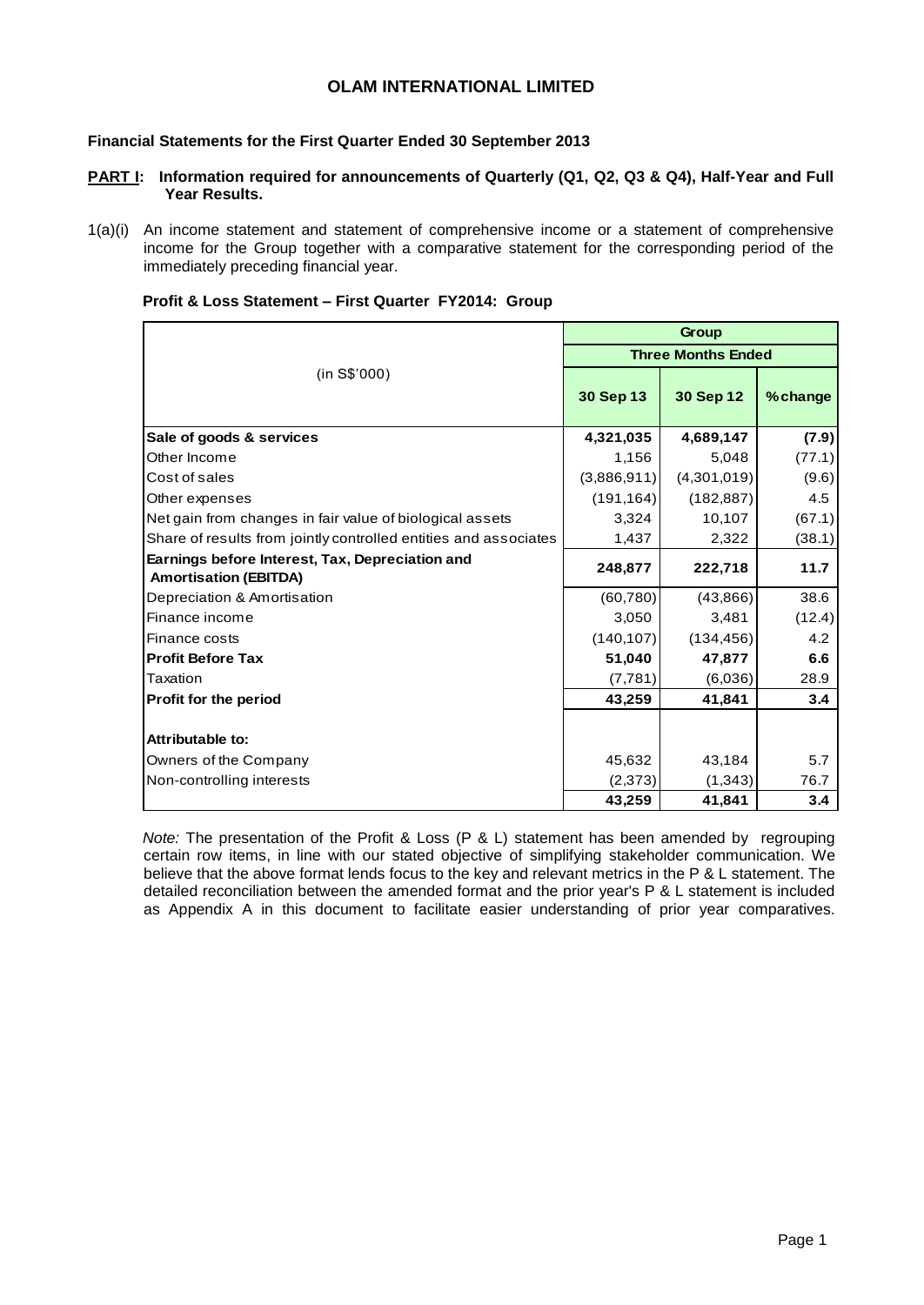# OLAM INTERNATIONAL LIMITED

**Financial Statements for the First Quarter Ended 30 September 2013**

**PART I: Information required for announcements of Quarterly (Q1, Q2, Q3 & Q4), Half-Year and Full Year Results.**

1(a)(i) An income statement and statement of comprehensive income or a statement of comprehensive income for the Group together with a comparative statement for the corresponding period of the immediately preceding financial year.

**Profit & Loss Statement – First Quarter FY2014: Group**

| (in S$'000) | Group | | |
|---|---|---|---|
| | Three Months Ended | | |
| | 30 Sep 13 | 30 Sep 12 | % change |
| **Sale of goods & services** | **4,321,035** | **4,689,147** | **(7.9)** |
| Other Income | 1,156 | 5,048 | (77.1) |
| Cost of sales | (3,886,911) | (4,301,019) | (9.6) |
| Other expenses | (191,164) | (182,887) | 4.5 |
| Net gain from changes in fair value of biological assets | 3,324 | 10,107 | (67.1) |
| Share of results from jointly controlled entities and associates | 1,437 | 2,322 | (38.1) |
| **Earnings before Interest, Tax, Depreciation and Amortisation (EBITDA)** | **248,877** | **222,718** | **11.7** |
| Depreciation & Amortisation | (60,780) | (43,866) | 38.6 |
| Finance income | 3,050 | 3,481 | (12.4) |
| Finance costs | (140,107) | (134,456) | 4.2 |
| **Profit Before Tax** | **51,040** | **47,877** | **6.6** |
| Taxation | (7,781) | (6,036) | 28.9 |
| **Profit for the period** | **43,259** | **41,841** | **3.4** |
| | | | |
| **Attributable to:** | | | |
| Owners of the Company | 45,632 | 43,184 | 5.7 |
| Non-controlling interests | (2,373) | (1,343) | 76.7 |
| | **43,259** | **41,841** | **3.4** |

*Note:* The presentation of the Profit & Loss (P & L) statement has been amended by regrouping certain row items, in line with our stated objective of simplifying stakeholder communication. We believe that the above format lends focus to the key and relevant metrics in the P & L statement. The detailed reconciliation between the amended format and the prior year's P & L statement is included as Appendix A in this document to facilitate easier understanding of prior year comparatives.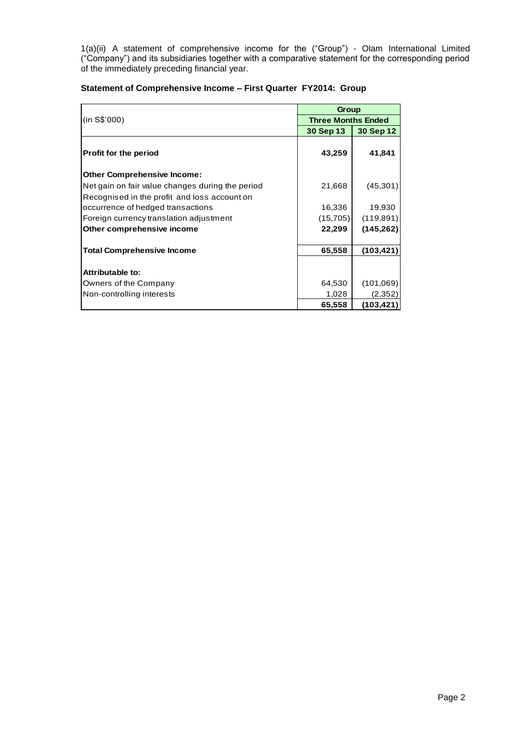1(a)(ii) A statement of comprehensive income for the ("Group") - Olam International Limited ("Company") and its subsidiaries together with a comparative statement for the corresponding period of the immediately preceding financial year.

**Statement of Comprehensive Income – First Quarter FY2014: Group**

| (in S$'000) | Group | |
|---|---|---|
| | **Three Months Ended** | |
| | **30 Sep 13** | **30 Sep 12** |
| **Profit for the period** | **43,259** | **41,841** |
| **Other Comprehensive Income:** | | |
| Net gain on fair value changes during the period | 21,668 | (45,301) |
| Recognised in the profit and loss account on occurrence of hedged transactions | 16,336 | 19,930 |
| Foreign currency translation adjustment | (15,705) | (119,891) |
| **Other comprehensive income** | **22,299** | **(145,262)** |
| **Total Comprehensive Income** | **65,558** | **(103,421)** |
| **Attributable to:** | | |
| Owners of the Company | 64,530 | (101,069) |
| Non-controlling interests | 1,028 | (2,352) |
| | **65,558** | **(103,421)** |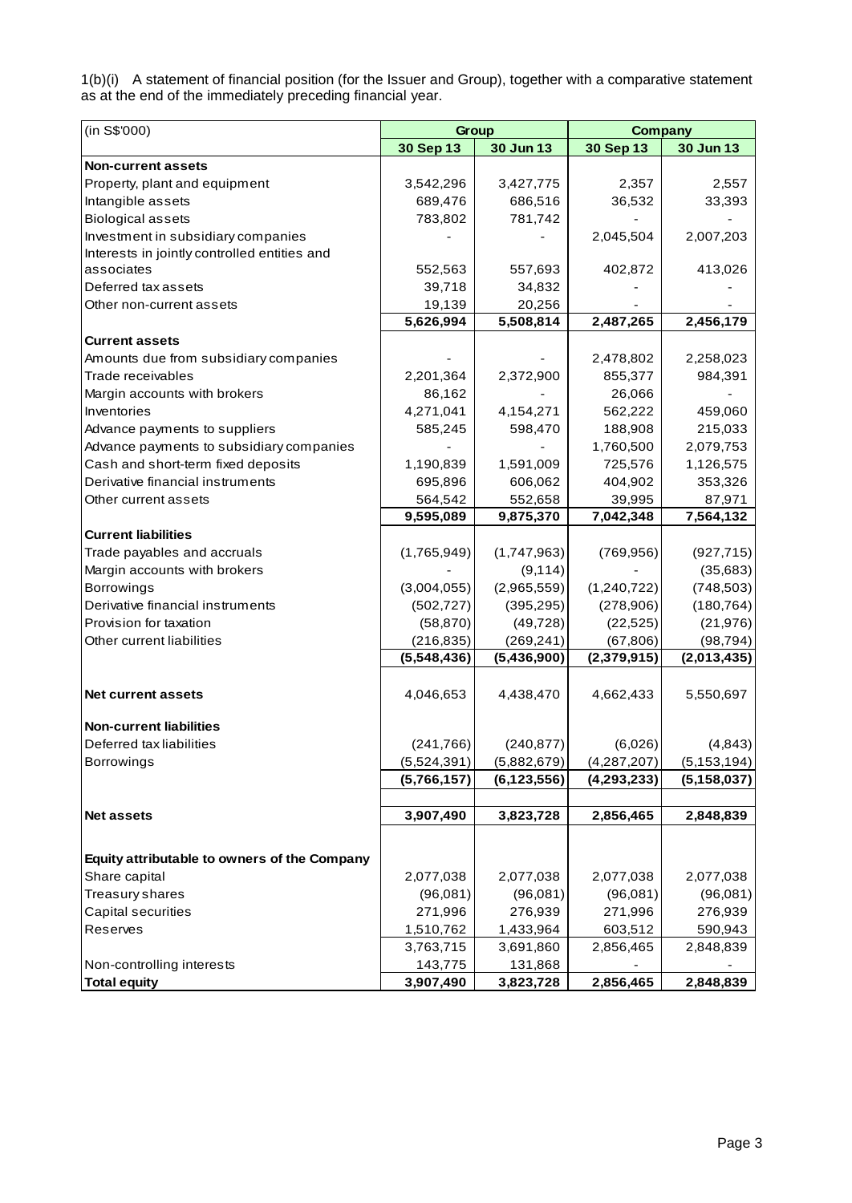1(b)(i) A statement of financial position (for the Issuer and Group), together with a comparative statement as at the end of the immediately preceding financial year.

| (in S$'000) | Group | | Company | |
|---|---|---|---|---|
| | **30 Sep 13** | **30 Jun 13** | **30 Sep 13** | **30 Jun 13** |
| **Non-current assets** | | | | |
| Property, plant and equipment | 3,542,296 | 3,427,775 | 2,357 | 2,557 |
| Intangible assets | 689,476 | 686,516 | 36,532 | 33,393 |
| Biological assets | 783,802 | 781,742 | - | - |
| Investment in subsidiary companies | - | - | 2,045,504 | 2,007,203 |
| Interests in jointly controlled entities and associates | 552,563 | 557,693 | 402,872 | 413,026 |
| Deferred tax assets | 39,718 | 34,832 | - | - |
| Other non-current assets | 19,139 | 20,256 | - | - |
| | **5,626,994** | **5,508,814** | **2,487,265** | **2,456,179** |
| **Current assets** | | | | |
| Amounts due from subsidiary companies | - | - | 2,478,802 | 2,258,023 |
| Trade receivables | 2,201,364 | 2,372,900 | 855,377 | 984,391 |
| Margin accounts with brokers | 86,162 | - | 26,066 | - |
| Inventories | 4,271,041 | 4,154,271 | 562,222 | 459,060 |
| Advance payments to suppliers | 585,245 | 598,470 | 188,908 | 215,033 |
| Advance payments to subsidiary companies | - | - | 1,760,500 | 2,079,753 |
| Cash and short-term fixed deposits | 1,190,839 | 1,591,009 | 725,576 | 1,126,575 |
| Derivative financial instruments | 695,896 | 606,062 | 404,902 | 353,326 |
| Other current assets | 564,542 | 552,658 | 39,995 | 87,971 |
| | **9,595,089** | **9,875,370** | **7,042,348** | **7,564,132** |
| **Current liabilities** | | | | |
| Trade payables and accruals | (1,765,949) | (1,747,963) | (769,956) | (927,715) |
| Margin accounts with brokers | - | (9,114) | - | (35,683) |
| Borrowings | (3,004,055) | (2,965,559) | (1,240,722) | (748,503) |
| Derivative financial instruments | (502,727) | (395,295) | (278,906) | (180,764) |
| Provision for taxation | (58,870) | (49,728) | (22,525) | (21,976) |
| Other current liabilities | (216,835) | (269,241) | (67,806) | (98,794) |
| | **(5,548,436)** | **(5,436,900)** | **(2,379,915)** | **(2,013,435)** |
| **Net current assets** | 4,046,653 | 4,438,470 | 4,662,433 | 5,550,697 |
| **Non-current liabilities** | | | | |
| Deferred tax liabilities | (241,766) | (240,877) | (6,026) | (4,843) |
| Borrowings | (5,524,391) | (5,882,679) | (4,287,207) | (5,153,194) |
| | **(5,766,157)** | **(6,123,556)** | **(4,293,233)** | **(5,158,037)** |
| **Net assets** | **3,907,490** | **3,823,728** | **2,856,465** | **2,848,839** |
| **Equity attributable to owners of the Company** | | | | |
| Share capital | 2,077,038 | 2,077,038 | 2,077,038 | 2,077,038 |
| Treasury shares | (96,081) | (96,081) | (96,081) | (96,081) |
| Capital securities | 271,996 | 276,939 | 271,996 | 276,939 |
| Reserves | 1,510,762 | 1,433,964 | 603,512 | 590,943 |
| | 3,763,715 | 3,691,860 | 2,856,465 | 2,848,839 |
| Non-controlling interests | 143,775 | 131,868 | - | - |
| **Total equity** | **3,907,490** | **3,823,728** | **2,856,465** | **2,848,839** |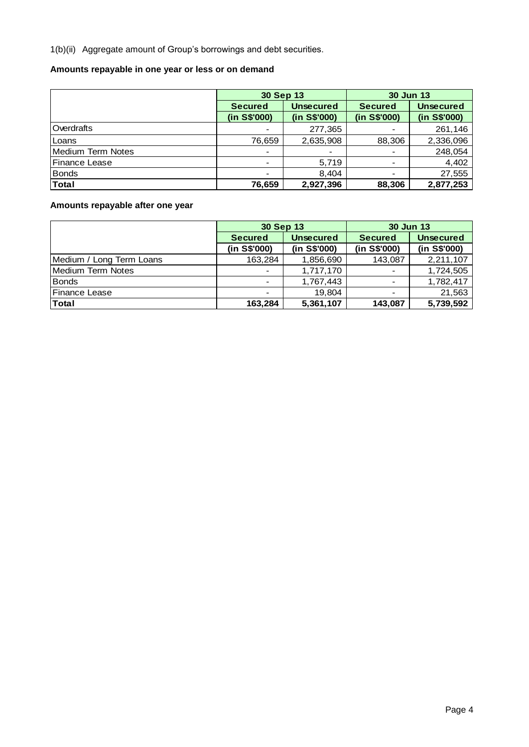1(b)(ii) Aggregate amount of Group's borrowings and debt securities.

**Amounts repayable in one year or less or on demand**

| | 30 Sep 13 | | 30 Jun 13 | |
|---|---|---|---|---|
| | **Secured** | **Unsecured** | **Secured** | **Unsecured** |
| | **(in S$'000)** | **(in S$'000)** | **(in S$'000)** | **(in S$'000)** |
| Overdrafts | - | 277,365 | - | 261,146 |
| Loans | 76,659 | 2,635,908 | 88,306 | 2,336,096 |
| Medium Term Notes | - | - | - | 248,054 |
| Finance Lease | - | 5,719 | - | 4,402 |
| Bonds | - | 8,404 | - | 27,555 |
| **Total** | **76,659** | **2,927,396** | **88,306** | **2,877,253** |

**Amounts repayable after one year**

| | 30 Sep 13 | | 30 Jun 13 | |
|---|---|---|---|---|
| | **Secured** | **Unsecured** | **Secured** | **Unsecured** |
| | **(in S$'000)** | **(in S$'000)** | **(in S$'000)** | **(in S$'000)** |
| Medium / Long Term Loans | 163,284 | 1,856,690 | 143,087 | 2,211,107 |
| Medium Term Notes | - | 1,717,170 | - | 1,724,505 |
| Bonds | - | 1,767,443 | - | 1,782,417 |
| Finance Lease | - | 19,804 | - | 21,563 |
| **Total** | **163,284** | **5,361,107** | **143,087** | **5,739,592** |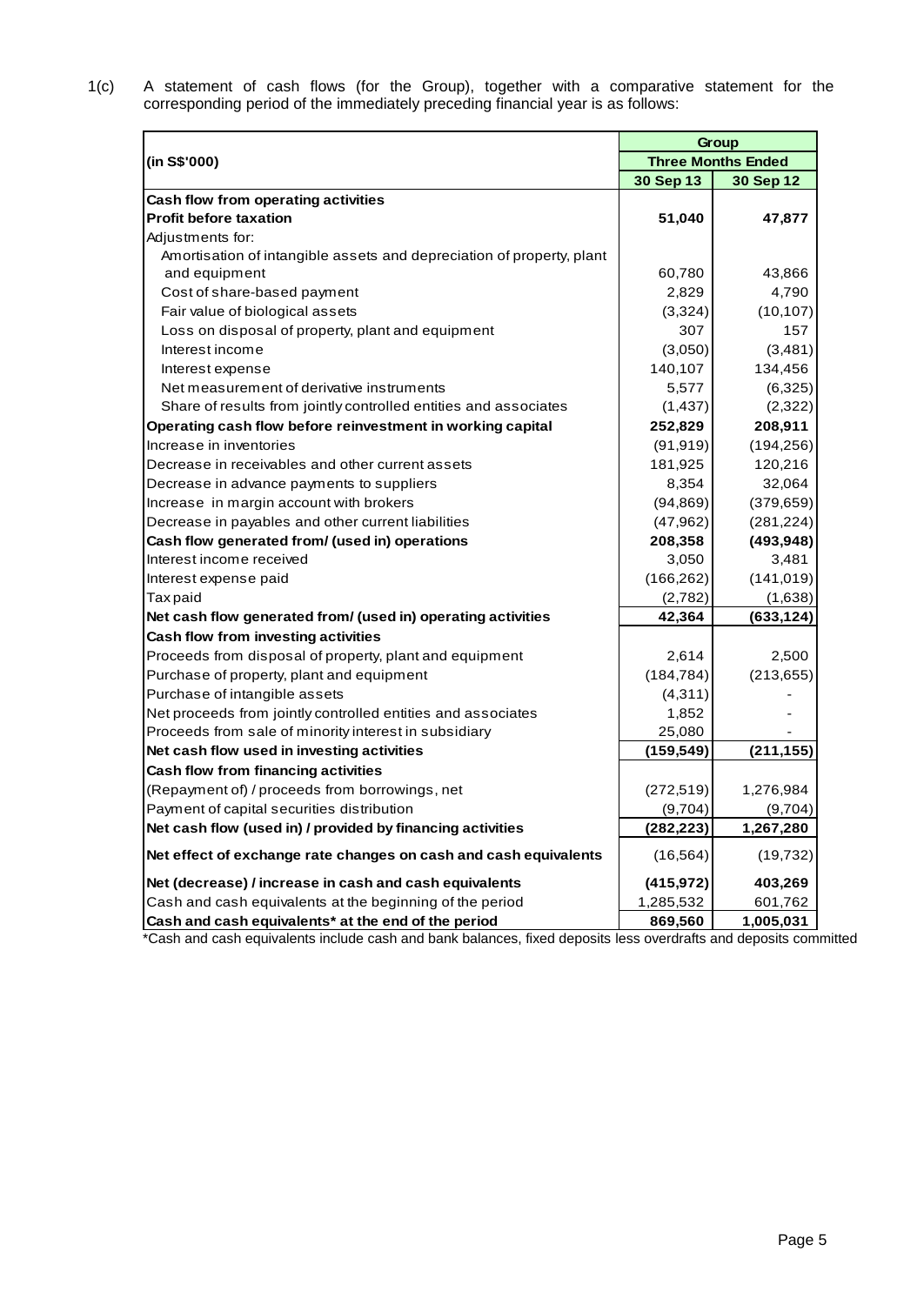1(c) A statement of cash flows (for the Group), together with a comparative statement for the corresponding period of the immediately preceding financial year is as follows:

| (in S$'000) | Group | |
|---|---|---|
| | Three Months Ended | |
| | 30 Sep 13 | 30 Sep 12 |
| **Cash flow from operating activities** | | |
| **Profit before taxation** | **51,040** | **47,877** |
| Adjustments for: | | |
| Amortisation of intangible assets and depreciation of property, plant and equipment | 60,780 | 43,866 |
| Cost of share-based payment | 2,829 | 4,790 |
| Fair value of biological assets | (3,324) | (10,107) |
| Loss on disposal of property, plant and equipment | 307 | 157 |
| Interest income | (3,050) | (3,481) |
| Interest expense | 140,107 | 134,456 |
| Net measurement of derivative instruments | 5,577 | (6,325) |
| Share of results from jointly controlled entities and associates | (1,437) | (2,322) |
| **Operating cash flow before reinvestment in working capital** | **252,829** | **208,911** |
| Increase in inventories | (91,919) | (194,256) |
| Decrease in receivables and other current assets | 181,925 | 120,216 |
| Decrease in advance payments to suppliers | 8,354 | 32,064 |
| Increase in margin account with brokers | (94,869) | (379,659) |
| Decrease in payables and other current liabilities | (47,962) | (281,224) |
| **Cash flow generated from/ (used in) operations** | **208,358** | **(493,948)** |
| Interest income received | 3,050 | 3,481 |
| Interest expense paid | (166,262) | (141,019) |
| Tax paid | (2,782) | (1,638) |
| **Net cash flow generated from/ (used in) operating activities** | **42,364** | **(633,124)** |
| **Cash flow from investing activities** | | |
| Proceeds from disposal of property, plant and equipment | 2,614 | 2,500 |
| Purchase of property, plant and equipment | (184,784) | (213,655) |
| Purchase of intangible assets | (4,311) | - |
| Net proceeds from jointly controlled entities and associates | 1,852 | - |
| Proceeds from sale of minority interest in subsidiary | 25,080 | - |
| **Net cash flow used in investing activities** | **(159,549)** | **(211,155)** |
| **Cash flow from financing activities** | | |
| (Repayment of) / proceeds from borrowings, net | (272,519) | 1,276,984 |
| Payment of capital securities distribution | (9,704) | (9,704) |
| **Net cash flow (used in) / provided by financing activities** | **(282,223)** | **1,267,280** |
| **Net effect of exchange rate changes on cash and cash equivalents** | (16,564) | (19,732) |
| **Net (decrease) / increase in cash and cash equivalents** | **(415,972)** | **403,269** |
| Cash and cash equivalents at the beginning of the period | 1,285,532 | 601,762 |
| **Cash and cash equivalents* at the end of the period** | **869,560** | **1,005,031** |

*Cash and cash equivalents include cash and bank balances, fixed deposits less overdrafts and deposits committed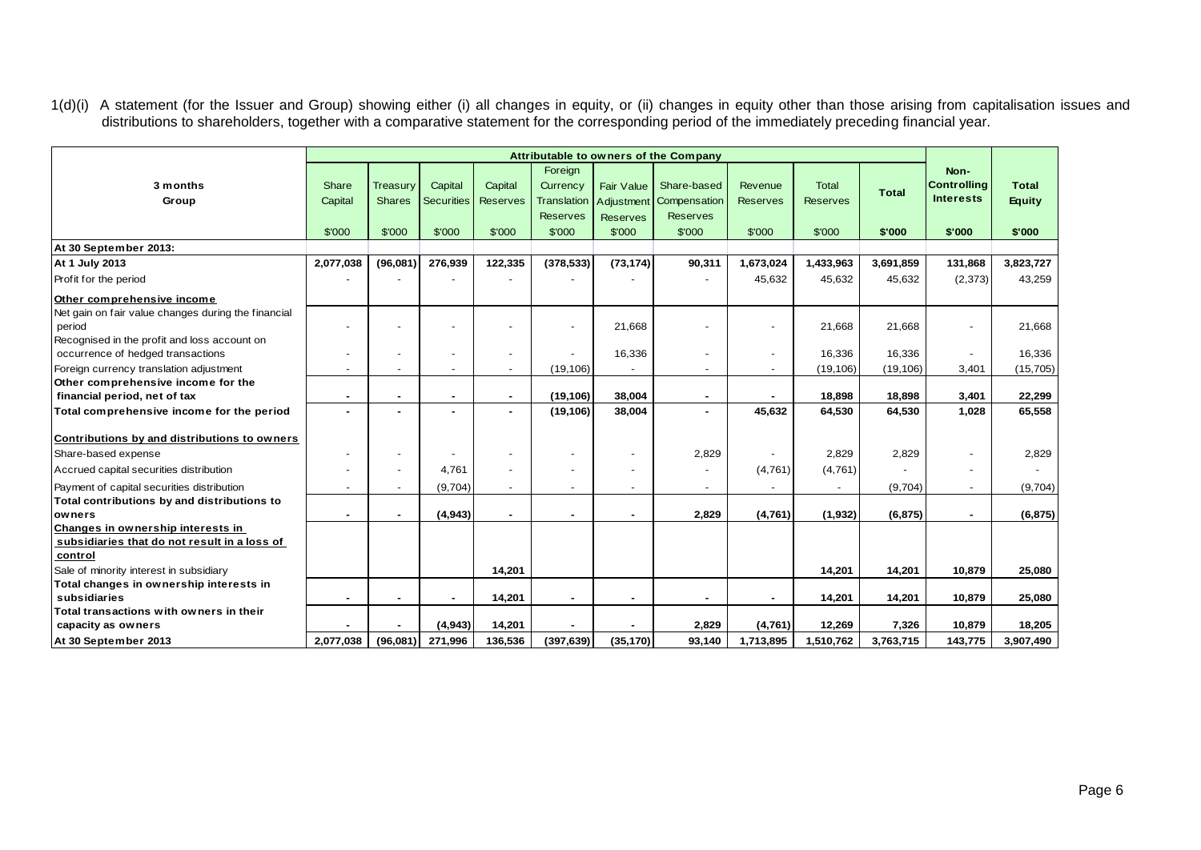1(d)(i) A statement (for the Issuer and Group) showing either (i) all changes in equity, or (ii) changes in equity other than those arising from capitalisation issues and distributions to shareholders, together with a comparative statement for the corresponding period of the immediately preceding financial year.

| 3 months Group | Attributable to owners of the Company | | | | | | | | | | Non-Controlling Interests | Total Equity |
|---|---|---|---|---|---|---|---|---|---|---|---|---|
| | Share Capital | Treasury Shares | Capital Securities | Capital Reserves | Foreign Currency Translation Reserves | Fair Value Adjustment Reserves | Share-based Compensation Reserves | Revenue Reserves | Total Reserves | Total | | |
| | $'000 | $'000 | $'000 | $'000 | $'000 | $'000 | $'000 | $'000 | $'000 | $'000 | $'000 | $'000 |
| **At 30 September 2013:** | | | | | | | | | | | | |
| **At 1 July 2013** | **2,077,038** | **(96,081)** | **276,939** | **122,335** | **(378,533)** | **(73,174)** | **90,311** | **1,673,024** | **1,433,963** | **3,691,859** | **131,868** | **3,823,727** |
| Profit for the period | - | - | - | - | - | - | - | 45,632 | 45,632 | 45,632 | (2,373) | 43,259 |
| **Other comprehensive income** | | | | | | | | | | | | |
| Net gain on fair value changes during the financial period | - | - | - | - | - | 21,668 | - | - | 21,668 | 21,668 | - | 21,668 |
| Recognised in the profit and loss account on occurrence of hedged transactions | - | - | - | - | - | 16,336 | - | - | 16,336 | 16,336 | - | 16,336 |
| Foreign currency translation adjustment | - | - | - | - | (19,106) | - | - | - | (19,106) | (19,106) | 3,401 | (15,705) |
| **Other comprehensive income for the financial period, net of tax** | **-** | **-** | **-** | **-** | **(19,106)** | **38,004** | **-** | **-** | **18,898** | **18,898** | **3,401** | **22,299** |
| **Total comprehensive income for the period** | **-** | **-** | **-** | **-** | **(19,106)** | **38,004** | **-** | **45,632** | **64,530** | **64,530** | **1,028** | **65,558** |
| **Contributions by and distributions to owners** | | | | | | | | | | | | |
| Share-based expense | - | - | - | - | - | - | 2,829 | - | 2,829 | 2,829 | - | 2,829 |
| Accrued capital securities distribution | - | - | 4,761 | - | - | - | - | (4,761) | (4,761) | - | - | - |
| Payment of capital securities distribution | - | - | (9,704) | - | - | - | - | - | - | (9,704) | - | (9,704) |
| **Total contributions by and distributions to owners** | **-** | **-** | **(4,943)** | **-** | **-** | **-** | **2,829** | **(4,761)** | **(1,932)** | **(6,875)** | **-** | **(6,875)** |
| **Changes in ownership interests in subsidiaries that do not result in a loss of control** | | | | | | | | | | | | |
| Sale of minority interest in subsidiary | | | | 14,201 | | | | | 14,201 | 14,201 | 10,879 | 25,080 |
| **Total changes in ownership interests in subsidiaries** | **-** | **-** | **-** | **14,201** | **-** | **-** | **-** | **-** | **14,201** | **14,201** | **10,879** | **25,080** |
| **Total transactions with owners in their capacity as owners** | **-** | **-** | **(4,943)** | **14,201** | **-** | **-** | **2,829** | **(4,761)** | **12,269** | **7,326** | **10,879** | **18,205** |
| **At 30 September 2013** | **2,077,038** | **(96,081)** | **271,996** | **136,536** | **(397,639)** | **(35,170)** | **93,140** | **1,713,895** | **1,510,762** | **3,763,715** | **143,775** | **3,907,490** |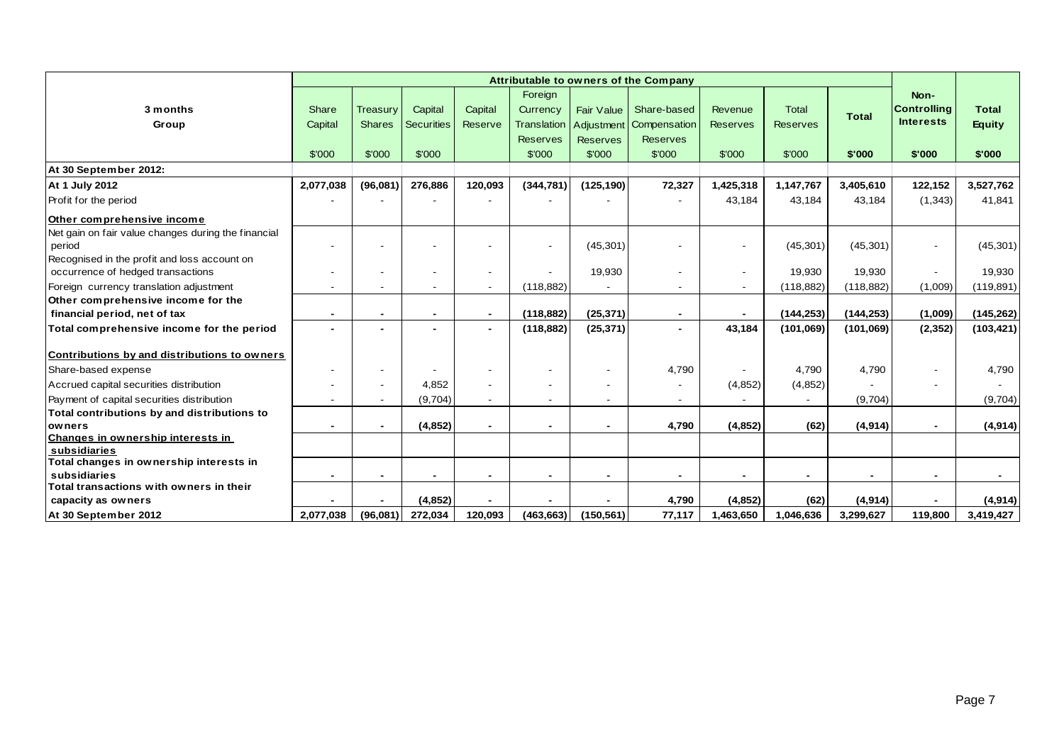| 3 months Group | Attributable to owners of the Company | | | | | | | | | | Non-Controlling Interests | Total Equity |
|---|---|---|---|---|---|---|---|---|---|---|---|---|
| | Share Capital | Treasury Shares | Capital Securities | Capital Reserve | Foreign Currency Translation Reserves | Fair Value Adjustment Reserves | Share-based Compensation Reserves | Revenue Reserves | Total Reserves | Total | | |
| | $'000 | $'000 | $'000 | | $'000 | $'000 | $'000 | $'000 | $'000 | $'000 | $'000 | $'000 |
| **At 30 September 2012:** | | | | | | | | | | | | |
| **At 1 July 2012** | **2,077,038** | **(96,081)** | **276,886** | **120,093** | **(344,781)** | **(125,190)** | **72,327** | **1,425,318** | **1,147,767** | **3,405,610** | **122,152** | **3,527,762** |
| Profit for the period | - | - | - | - | - | - | - | 43,184 | 43,184 | 43,184 | (1,343) | 41,841 |
| **Other comprehensive income** | | | | | | | | | | | | |
| Net gain on fair value changes during the financial period | - | - | - | - | - | (45,301) | - | - | (45,301) | (45,301) | - | (45,301) |
| Recognised in the profit and loss account on occurrence of hedged transactions | - | - | - | - | - | 19,930 | - | - | 19,930 | 19,930 | - | 19,930 |
| Foreign currency translation adjustment | - | - | - | - | (118,882) | - | - | - | (118,882) | (118,882) | (1,009) | (119,891) |
| **Other comprehensive income for the financial period, net of tax** | **-** | **-** | **-** | **-** | **(118,882)** | **(25,371)** | **-** | **-** | **(144,253)** | **(144,253)** | **(1,009)** | **(145,262)** |
| **Total comprehensive income for the period** | **-** | **-** | **-** | **-** | **(118,882)** | **(25,371)** | **-** | **43,184** | **(101,069)** | **(101,069)** | **(2,352)** | **(103,421)** |
| **Contributions by and distributions to owners** | | | | | | | | | | | | |
| Share-based expense | - | - | - | - | - | - | 4,790 | - | 4,790 | 4,790 | - | 4,790 |
| Accrued capital securities distribution | - | - | 4,852 | - | - | - | - | (4,852) | (4,852) | - | - | - |
| Payment of capital securities distribution | - | - | (9,704) | - | - | - | - | - | - | (9,704) | | (9,704) |
| **Total contributions by and distributions to owners** | **-** | **-** | **(4,852)** | **-** | **-** | **-** | **4,790** | **(4,852)** | **(62)** | **(4,914)** | **-** | **(4,914)** |
| **Changes in ownership interests in subsidiaries** | | | | | | | | | | | | |
| **Total changes in ownership interests in subsidiaries** | **-** | **-** | **-** | **-** | **-** | **-** | **-** | **-** | **-** | **-** | **-** | **-** |
| **Total transactions with owners in their capacity as owners** | **-** | **-** | **(4,852)** | **-** | **-** | **-** | **4,790** | **(4,852)** | **(62)** | **(4,914)** | **-** | **(4,914)** |
| **At 30 September 2012** | **2,077,038** | **(96,081)** | **272,034** | **120,093** | **(463,663)** | **(150,561)** | **77,117** | **1,463,650** | **1,046,636** | **3,299,627** | **119,800** | **3,419,427** |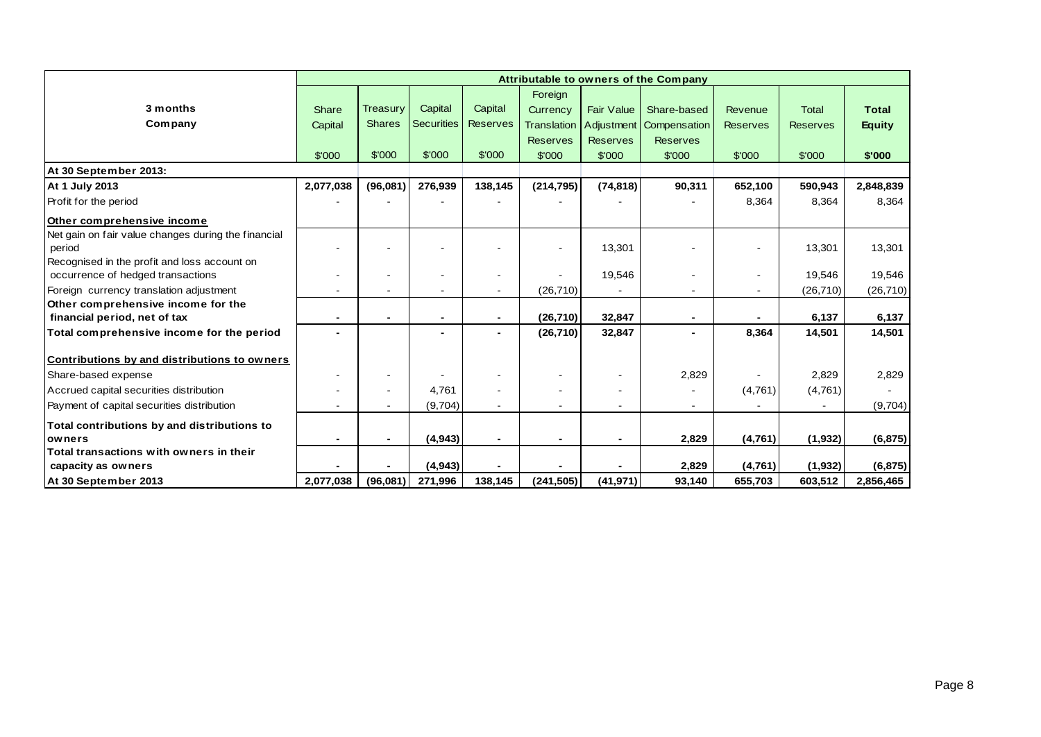| 3 months<br>Company | Attributable to owners of the Company | | | | | | | | | |
|---|---|---|---|---|---|---|---|---|---|---|
| | Share Capital | Treasury Shares | Capital Securities | Capital Reserves | Foreign Currency Translation Reserves | Fair Value Adjustment Reserves | Share-based Compensation Reserves | Revenue Reserves | Total Reserves | **Total Equity** |
| | $'000 | $'000 | $'000 | $'000 | $'000 | $'000 | $'000 | $'000 | $'000 | **$'000** |
| **At 30 September 2013:** | | | | | | | | | | |
| **At 1 July 2013** | **2,077,038** | **(96,081)** | **276,939** | **138,145** | **(214,795)** | **(74,818)** | **90,311** | **652,100** | **590,943** | **2,848,839** |
| Profit for the period | - | - | - | - | - | - | - | 8,364 | 8,364 | 8,364 |
| **Other comprehensive income** | | | | | | | | | | |
| Net gain on fair value changes during the financial period | - | - | - | - | - | 13,301 | - | - | 13,301 | 13,301 |
| Recognised in the profit and loss account on occurrence of hedged transactions | - | - | - | - | - | 19,546 | - | - | 19,546 | 19,546 |
| Foreign currency translation adjustment | - | - | - | - | (26,710) | - | - | - | (26,710) | (26,710) |
| **Other comprehensive income for the financial period, net of tax** | **-** | **-** | **-** | **-** | **(26,710)** | **32,847** | **-** | **-** | **6,137** | **6,137** |
| **Total comprehensive income for the period** | **-** | | **-** | **-** | **(26,710)** | **32,847** | **-** | **8,364** | **14,501** | **14,501** |
| **Contributions by and distributions to owners** | | | | | | | | | | |
| Share-based expense | - | - | - | - | - | - | 2,829 | - | 2,829 | 2,829 |
| Accrued capital securities distribution | - | - | 4,761 | - | - | - | - | (4,761) | (4,761) | - |
| Payment of capital securities distribution | - | - | (9,704) | - | - | - | - | - | - | (9,704) |
| **Total contributions by and distributions to owners** | **-** | **-** | **(4,943)** | **-** | **-** | **-** | **2,829** | **(4,761)** | **(1,932)** | **(6,875)** |
| **Total transactions with owners in their capacity as owners** | **-** | **-** | **(4,943)** | **-** | **-** | **-** | **2,829** | **(4,761)** | **(1,932)** | **(6,875)** |
| **At 30 September 2013** | **2,077,038** | **(96,081)** | **271,996** | **138,145** | **(241,505)** | **(41,971)** | **93,140** | **655,703** | **603,512** | **2,856,465** |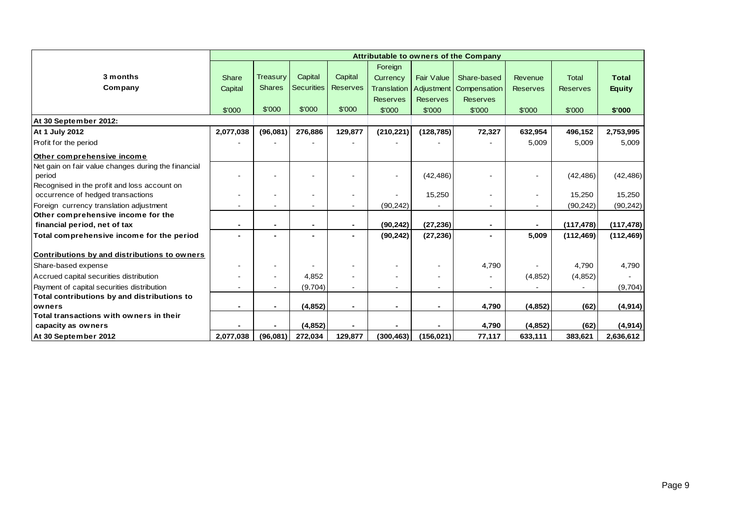| 3 months Company | Attributable to owners of the Company | | | | | | | | | |
|---|---|---|---|---|---|---|---|---|---|---|
| | Share Capital | Treasury Shares | Capital Securities | Capital Reserves | Foreign Currency Translation Reserves | Fair Value Adjustment Reserves | Share-based Compensation Reserves | Revenue Reserves | Total Reserves | **Total Equity** |
| | $'000 | $'000 | $'000 | $'000 | $'000 | $'000 | $'000 | $'000 | $'000 | **$'000** |
| **At 30 September 2012:** | | | | | | | | | | |
| **At 1 July 2012** | **2,077,038** | **(96,081)** | **276,886** | **129,877** | **(210,221)** | **(128,785)** | **72,327** | **632,954** | **496,152** | **2,753,995** |
| Profit for the period | - | - | - | - | - | - | - | 5,009 | 5,009 | 5,009 |
| **Other comprehensive income** | | | | | | | | | | |
| Net gain on fair value changes during the financial period | - | - | - | - | - | (42,486) | - | - | (42,486) | (42,486) |
| Recognised in the profit and loss account on occurrence of hedged transactions | - | - | - | - | - | 15,250 | - | - | 15,250 | 15,250 |
| Foreign currency translation adjustment | - | - | - | - | (90,242) | - | - | - | (90,242) | (90,242) |
| **Other comprehensive income for the financial period, net of tax** | **-** | **-** | **-** | **-** | **(90,242)** | **(27,236)** | **-** | **-** | **(117,478)** | **(117,478)** |
| **Total comprehensive income for the period** | **-** | **-** | **-** | **-** | **(90,242)** | **(27,236)** | **-** | **5,009** | **(112,469)** | **(112,469)** |
| **Contributions by and distributions to owners** | | | | | | | | | | |
| Share-based expense | - | - | - | - | - | - | 4,790 | - | 4,790 | 4,790 |
| Accrued capital securities distribution | - | - | 4,852 | - | - | - | - | (4,852) | (4,852) | - |
| Payment of capital securities distribution | - | - | (9,704) | - | - | - | - | - | - | (9,704) |
| **Total contributions by and distributions to owners** | **-** | **-** | **(4,852)** | **-** | **-** | **-** | **4,790** | **(4,852)** | **(62)** | **(4,914)** |
| **Total transactions with owners in their capacity as owners** | **-** | **-** | **(4,852)** | **-** | **-** | **-** | **4,790** | **(4,852)** | **(62)** | **(4,914)** |
| **At 30 September 2012** | **2,077,038** | **(96,081)** | **272,034** | **129,877** | **(300,463)** | **(156,021)** | **77,117** | **633,111** | **383,621** | **2,636,612** |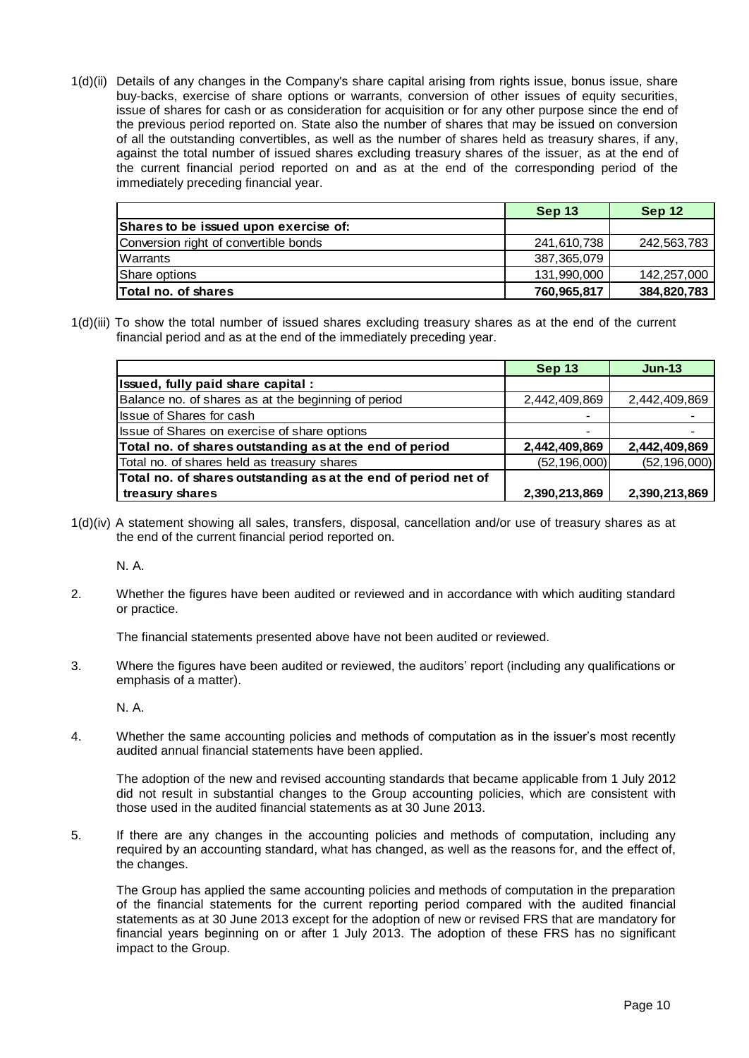1(d)(ii) Details of any changes in the Company's share capital arising from rights issue, bonus issue, share buy-backs, exercise of share options or warrants, conversion of other issues of equity securities, issue of shares for cash or as consideration for acquisition or for any other purpose since the end of the previous period reported on. State also the number of shares that may be issued on conversion of all the outstanding convertibles, as well as the number of shares held as treasury shares, if any, against the total number of issued shares excluding treasury shares of the issuer, as at the end of the current financial period reported on and as at the end of the corresponding period of the immediately preceding financial year.

| | Sep 13 | Sep 12 |
|---|---|---|
| **Shares to be issued upon exercise of:** | | |
| Conversion right of convertible bonds | 241,610,738 | 242,563,783 |
| Warrants | 387,365,079 | |
| Share options | 131,990,000 | 142,257,000 |
| **Total no. of shares** | **760,965,817** | **384,820,783** |

1(d)(iii) To show the total number of issued shares excluding treasury shares as at the end of the current financial period and as at the end of the immediately preceding year.

| | Sep 13 | Jun-13 |
|---|---|---|
| **Issued, fully paid share capital :** | | |
| Balance no. of shares as at the beginning of period | 2,442,409,869 | 2,442,409,869 |
| Issue of Shares for cash | - | - |
| Issue of Shares on exercise of share options | - | - |
| **Total no. of shares outstanding as at the end of period** | **2,442,409,869** | **2,442,409,869** |
| Total no. of shares held as treasury shares | (52,196,000) | (52,196,000) |
| **Total no. of shares outstanding as at the end of period net of treasury shares** | **2,390,213,869** | **2,390,213,869** |

1(d)(iv) A statement showing all sales, transfers, disposal, cancellation and/or use of treasury shares as at the end of the current financial period reported on.

N. A.

2. Whether the figures have been audited or reviewed and in accordance with which auditing standard or practice.

The financial statements presented above have not been audited or reviewed.

3. Where the figures have been audited or reviewed, the auditors' report (including any qualifications or emphasis of a matter).

N. A.

4. Whether the same accounting policies and methods of computation as in the issuer's most recently audited annual financial statements have been applied.

The adoption of the new and revised accounting standards that became applicable from 1 July 2012 did not result in substantial changes to the Group accounting policies, which are consistent with those used in the audited financial statements as at 30 June 2013.

5. If there are any changes in the accounting policies and methods of computation, including any required by an accounting standard, what has changed, as well as the reasons for, and the effect of, the changes.

The Group has applied the same accounting policies and methods of computation in the preparation of the financial statements for the current reporting period compared with the audited financial statements as at 30 June 2013 except for the adoption of new or revised FRS that are mandatory for financial years beginning on or after 1 July 2013. The adoption of these FRS has no significant impact to the Group.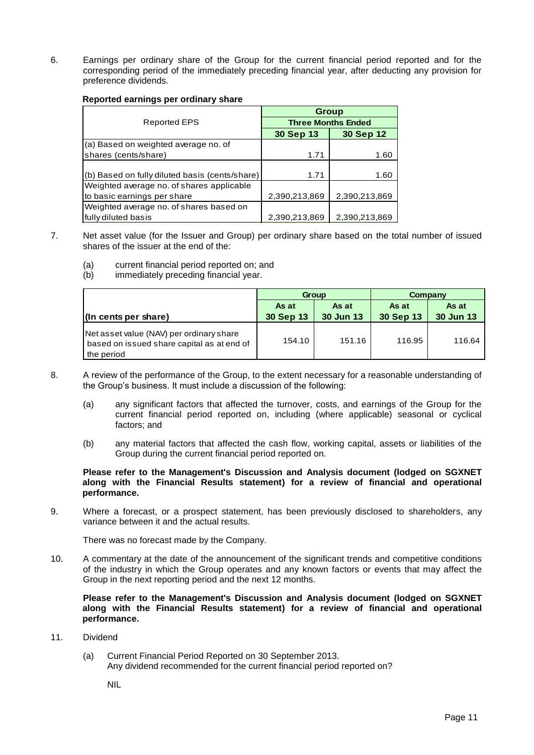6. Earnings per ordinary share of the Group for the current financial period reported and for the corresponding period of the immediately preceding financial year, after deducting any provision for preference dividends.

**Reported earnings per ordinary share**

| Reported EPS | Group | |
|---|---|---|
| | Three Months Ended | |
| | 30 Sep 13 | 30 Sep 12 |
| (a) Based on weighted average no. of shares (cents/share) | 1.71 | 1.60 |
| (b) Based on fully diluted basis (cents/share) | 1.71 | 1.60 |
| Weighted average no. of shares applicable to basic earnings per share | 2,390,213,869 | 2,390,213,869 |
| Weighted average no. of shares based on fully diluted basis | 2,390,213,869 | 2,390,213,869 |

7. Net asset value (for the Issuer and Group) per ordinary share based on the total number of issued shares of the issuer at the end of the:

   (a) current financial period reported on; and
   (b) immediately preceding financial year.

| | Group | | Company | |
|---|---|---|---|---|
| (In cents per share) | As at 30 Sep 13 | As at 30 Jun 13 | As at 30 Sep 13 | As at 30 Jun 13 |
| Net asset value (NAV) per ordinary share based on issued share capital as at end of the period | 154.10 | 151.16 | 116.95 | 116.64 |

8. A review of the performance of the Group, to the extent necessary for a reasonable understanding of the Group's business. It must include a discussion of the following:

   (a) any significant factors that affected the turnover, costs, and earnings of the Group for the current financial period reported on, including (where applicable) seasonal or cyclical factors; and

   (b) any material factors that affected the cash flow, working capital, assets or liabilities of the Group during the current financial period reported on.

   **Please refer to the Management's Discussion and Analysis document (lodged on SGXNET along with the Financial Results statement) for a review of financial and operational performance.**

9. Where a forecast, or a prospect statement, has been previously disclosed to shareholders, any variance between it and the actual results.

   There was no forecast made by the Company.

10. A commentary at the date of the announcement of the significant trends and competitive conditions of the industry in which the Group operates and any known factors or events that may affect the Group in the next reporting period and the next 12 months.

    **Please refer to the Management's Discussion and Analysis document (lodged on SGXNET along with the Financial Results statement) for a review of financial and operational performance.**

11. Dividend

    (a) Current Financial Period Reported on 30 September 2013.
    Any dividend recommended for the current financial period reported on?

    NIL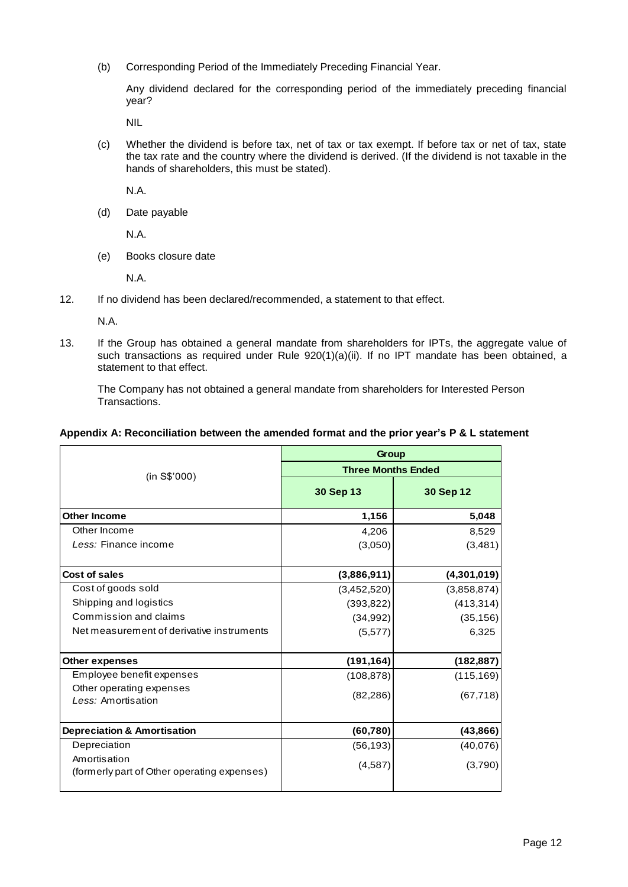(b) Corresponding Period of the Immediately Preceding Financial Year.

Any dividend declared for the corresponding period of the immediately preceding financial year?

NIL

(c) Whether the dividend is before tax, net of tax or tax exempt. If before tax or net of tax, state the tax rate and the country where the dividend is derived. (If the dividend is not taxable in the hands of shareholders, this must be stated).

N.A.

(d) Date payable

N.A.

(e) Books closure date

N.A.

12. If no dividend has been declared/recommended, a statement to that effect.

N.A.

13. If the Group has obtained a general mandate from shareholders for IPTs, the aggregate value of such transactions as required under Rule 920(1)(a)(ii). If no IPT mandate has been obtained, a statement to that effect.

The Company has not obtained a general mandate from shareholders for Interested Person Transactions.

**Appendix A: Reconciliation between the amended format and the prior year's P & L statement**

| (in S$'000) | Group | |
|---|---|---|
| | Three Months Ended | |
| | 30 Sep 13 | 30 Sep 12 |
| **Other Income** | **1,156** | **5,048** |
| Other Income | 4,206 | 8,529 |
| *Less:* Finance income | (3,050) | (3,481) |
| **Cost of sales** | **(3,886,911)** | **(4,301,019)** |
| Cost of goods sold | (3,452,520) | (3,858,874) |
| Shipping and logistics | (393,822) | (413,314) |
| Commission and claims | (34,992) | (35,156) |
| Net measurement of derivative instruments | (5,577) | 6,325 |
| **Other expenses** | **(191,164)** | **(182,887)** |
| Employee benefit expenses | (108,878) | (115,169) |
| Other operating expenses *Less:* Amortisation | (82,286) | (67,718) |
| **Depreciation & Amortisation** | **(60,780)** | **(43,866)** |
| Depreciation | (56,193) | (40,076) |
| Amortisation (formerly part of Other operating expenses) | (4,587) | (3,790) |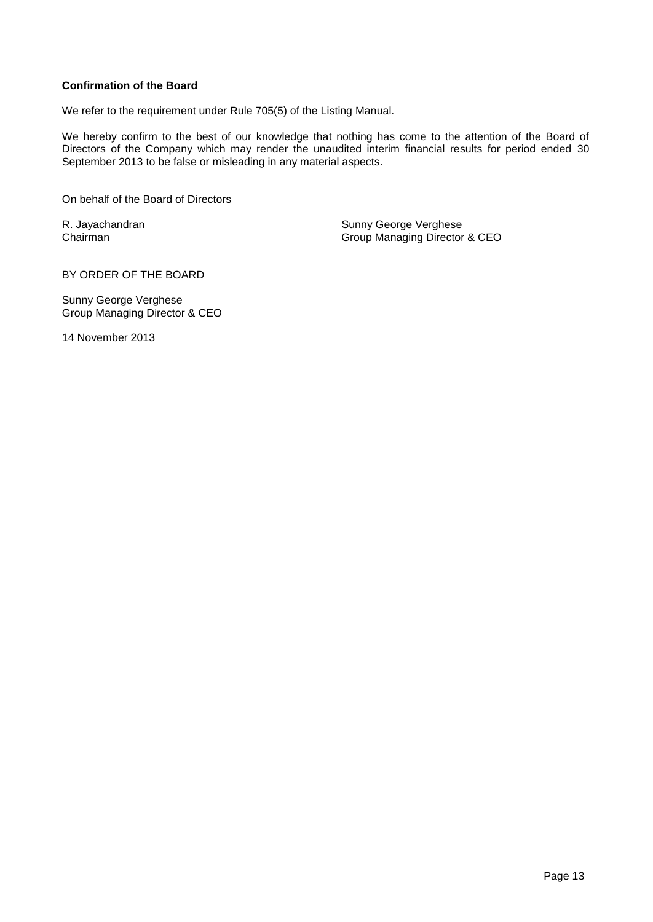**Confirmation of the Board**

We refer to the requirement under Rule 705(5) of the Listing Manual.

We hereby confirm to the best of our knowledge that nothing has come to the attention of the Board of Directors of the Company which may render the unaudited interim financial results for period ended 30 September 2013 to be false or misleading in any material aspects.

On behalf of the Board of Directors

R. Jayachandran
Chairman

Sunny George Verghese
Group Managing Director & CEO

BY ORDER OF THE BOARD

Sunny George Verghese
Group Managing Director & CEO

14 November 2013